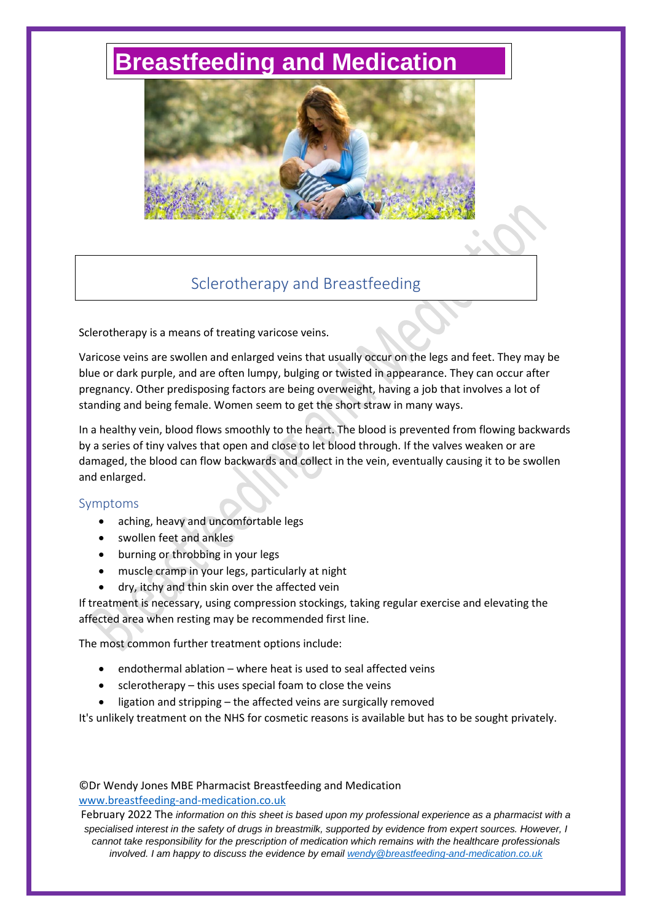# Breastfeeding and Medication

## Sclerotherapy and Breastfeeding

Sclerotherapy is a means of treating varicose veins.

Varicose veins are swollen and enlarged veins that usually occur on the legs and feet. They may be blue or dark purple, and are often lumpy, bulging or twisted in appearance. They can occur after pregnancy. Other predisposing factors are being overweight, having a job that involves a lot of standing and being female. Women seem to get the short straw in many ways.

In a healthy vein, blood flows smoothly to the heart. The blood is prevented from flowing backwards by a series of tiny valves that open and close to let blood through. If the valves weaken or are damaged, the blood can flow backwards and collect in the vein, eventually causing it to be swollen and enlarged.

### Symptoms

- aching, heavy and uncomfortable legs
- swollen feet and ankles
- burning or throbbing in your legs
- muscle cramp in your legs, particularly at night
- dry, itchy and thin skin over the affected vein

If treatment is necessary, using compression stockings, taking regular exercise and elevating the affected area when resting may be recommended first line.

The most common further treatment options include:

- endothermal ablation – where heat is used to seal affected veins
- sclerotherapy – this uses special foam to close the veins
- ligation and stripping – the affected veins are surgically removed

It's unlikely treatment on the NHS for cosmetic reasons is available but has to be sought privately.

©Dr Wendy Jones MBE Pharmacist Breastfeeding and Medication
www.breastfeeding-and-medication.co.uk
February 2022 The *information on this sheet is based upon my professional experience as a pharmacist with a specialised interest in the safety of drugs in breastmilk, supported by evidence from expert sources. However, I cannot take responsibility for the prescription of medication which remains with the healthcare professionals involved. I am happy to discuss the evidence by email wendy@breastfeeding-and-medication.co.uk*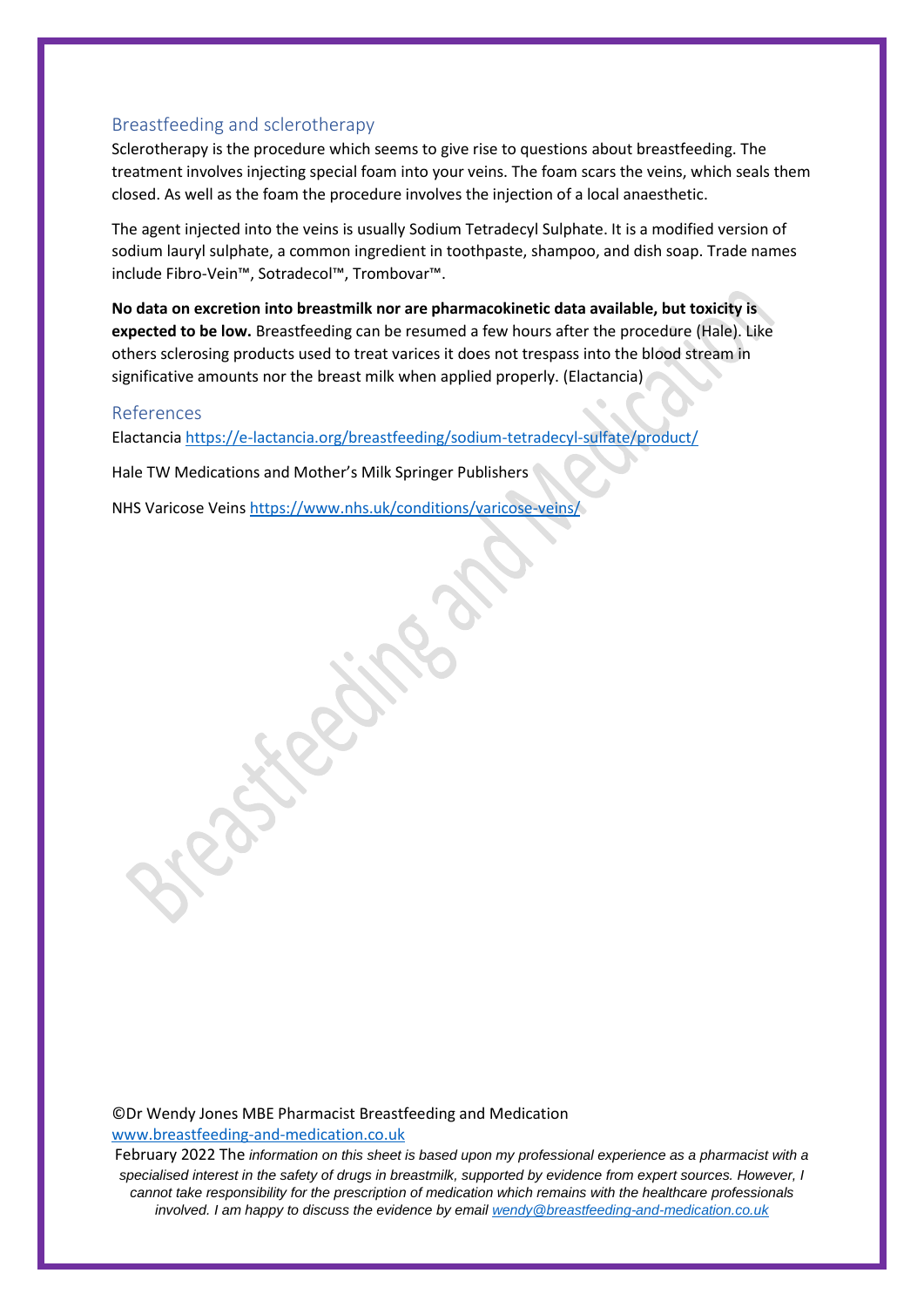## Breastfeeding and sclerotherapy

Sclerotherapy is the procedure which seems to give rise to questions about breastfeeding. The treatment involves injecting special foam into your veins. The foam scars the veins, which seals them closed. As well as the foam the procedure involves the injection of a local anaesthetic.

The agent injected into the veins is usually Sodium Tetradecyl Sulphate. It is a modified version of sodium lauryl sulphate, a common ingredient in toothpaste, shampoo, and dish soap. Trade names include Fibro-Vein™, Sotradecol™, Trombovar™.

**No data on excretion into breastmilk nor are pharmacokinetic data available, but toxicity is expected to be low.** Breastfeeding can be resumed a few hours after the procedure (Hale). Like others sclerosing products used to treat varices it does not trespass into the blood stream in significative amounts nor the breast milk when applied properly. (Elactancia)

## References

Elactancia https://e-lactancia.org/breastfeeding/sodium-tetradecyl-sulfate/product/

Hale TW Medications and Mother's Milk Springer Publishers

NHS Varicose Veins https://www.nhs.uk/conditions/varicose-veins/

©Dr Wendy Jones MBE Pharmacist Breastfeeding and Medication
www.breastfeeding-and-medication.co.uk

February 2022 The *information on this sheet is based upon my professional experience as a pharmacist with a specialised interest in the safety of drugs in breastmilk, supported by evidence from expert sources. However, I cannot take responsibility for the prescription of medication which remains with the healthcare professionals involved. I am happy to discuss the evidence by email wendy@breastfeeding-and-medication.co.uk*